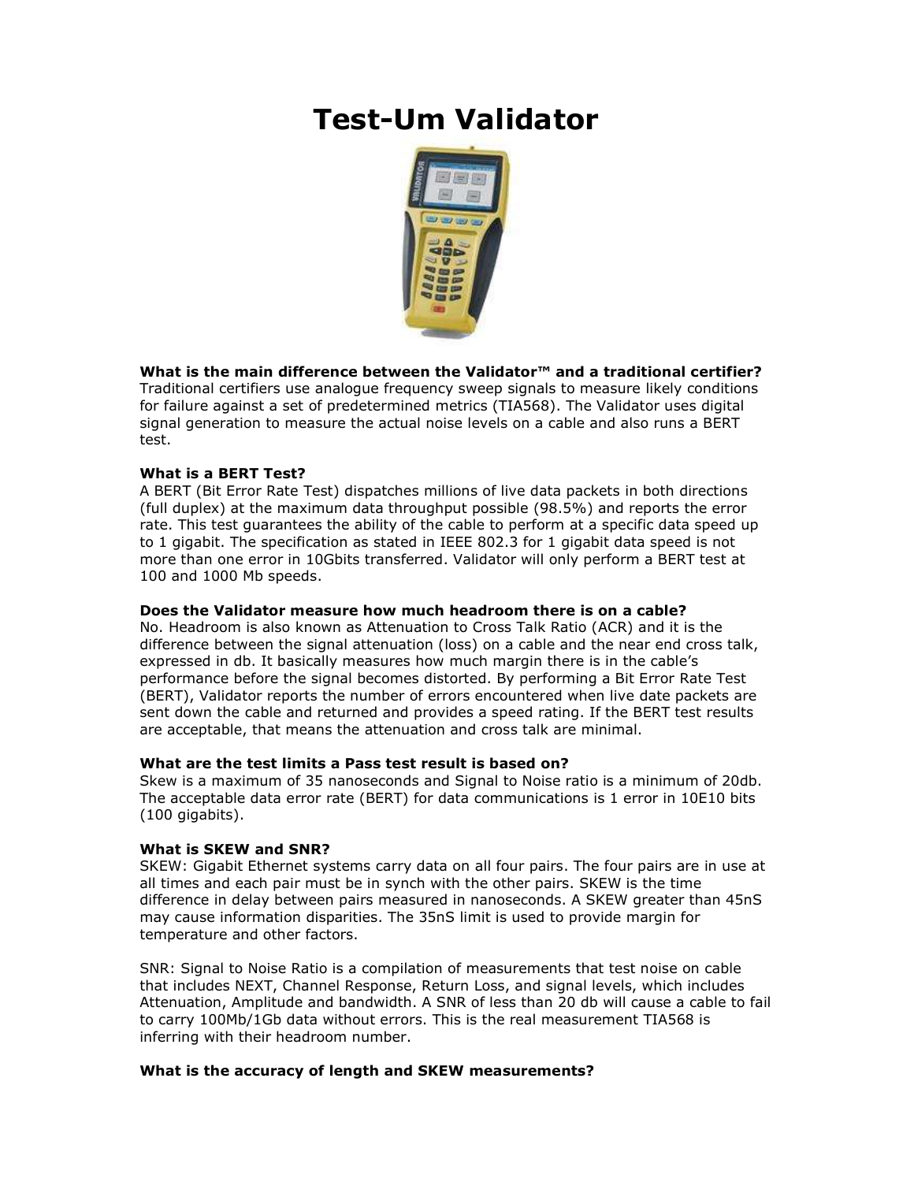# Test-Um Validator

**What is the main difference between the Validator™ and a traditional certifier?**
Traditional certifiers use analogue frequency sweep signals to measure likely conditions for failure against a set of predetermined metrics (TIA568). The Validator uses digital signal generation to measure the actual noise levels on a cable and also runs a BERT test.

**What is a BERT Test?**
A BERT (Bit Error Rate Test) dispatches millions of live data packets in both directions (full duplex) at the maximum data throughput possible (98.5%) and reports the error rate. This test guarantees the ability of the cable to perform at a specific data speed up to 1 gigabit. The specification as stated in IEEE 802.3 for 1 gigabit data speed is not more than one error in 10Gbits transferred. Validator will only perform a BERT test at 100 and 1000 Mb speeds.

**Does the Validator measure how much headroom there is on a cable?**
No. Headroom is also known as Attenuation to Cross Talk Ratio (ACR) and it is the difference between the signal attenuation (loss) on a cable and the near end cross talk, expressed in db. It basically measures how much margin there is in the cable's performance before the signal becomes distorted. By performing a Bit Error Rate Test (BERT), Validator reports the number of errors encountered when live date packets are sent down the cable and returned and provides a speed rating. If the BERT test results are acceptable, that means the attenuation and cross talk are minimal.

**What are the test limits a Pass test result is based on?**
Skew is a maximum of 35 nanoseconds and Signal to Noise ratio is a minimum of 20db. The acceptable data error rate (BERT) for data communications is 1 error in 10E10 bits (100 gigabits).

**What is SKEW and SNR?**
SKEW: Gigabit Ethernet systems carry data on all four pairs. The four pairs are in use at all times and each pair must be in synch with the other pairs. SKEW is the time difference in delay between pairs measured in nanoseconds. A SKEW greater than 45nS may cause information disparities. The 35nS limit is used to provide margin for temperature and other factors.

SNR: Signal to Noise Ratio is a compilation of measurements that test noise on cable that includes NEXT, Channel Response, Return Loss, and signal levels, which includes Attenuation, Amplitude and bandwidth. A SNR of less than 20 db will cause a cable to fail to carry 100Mb/1Gb data without errors. This is the real measurement TIA568 is inferring with their headroom number.

**What is the accuracy of length and SKEW measurements?**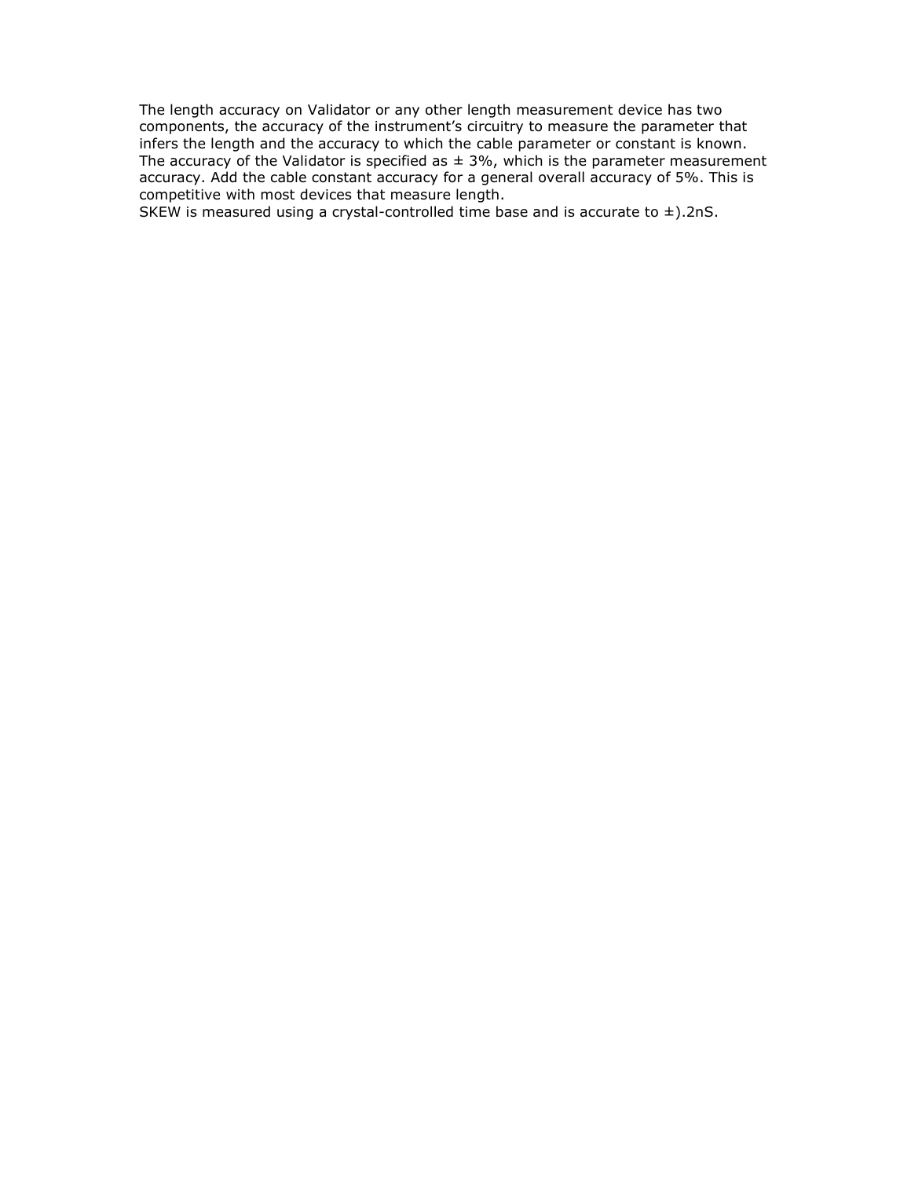The length accuracy on Validator or any other length measurement device has two components, the accuracy of the instrument's circuitry to measure the parameter that infers the length and the accuracy to which the cable parameter or constant is known. The accuracy of the Validator is specified as ± 3%, which is the parameter measurement accuracy. Add the cable constant accuracy for a general overall accuracy of 5%. This is competitive with most devices that measure length.

SKEW is measured using a crystal-controlled time base and is accurate to ±).2nS.